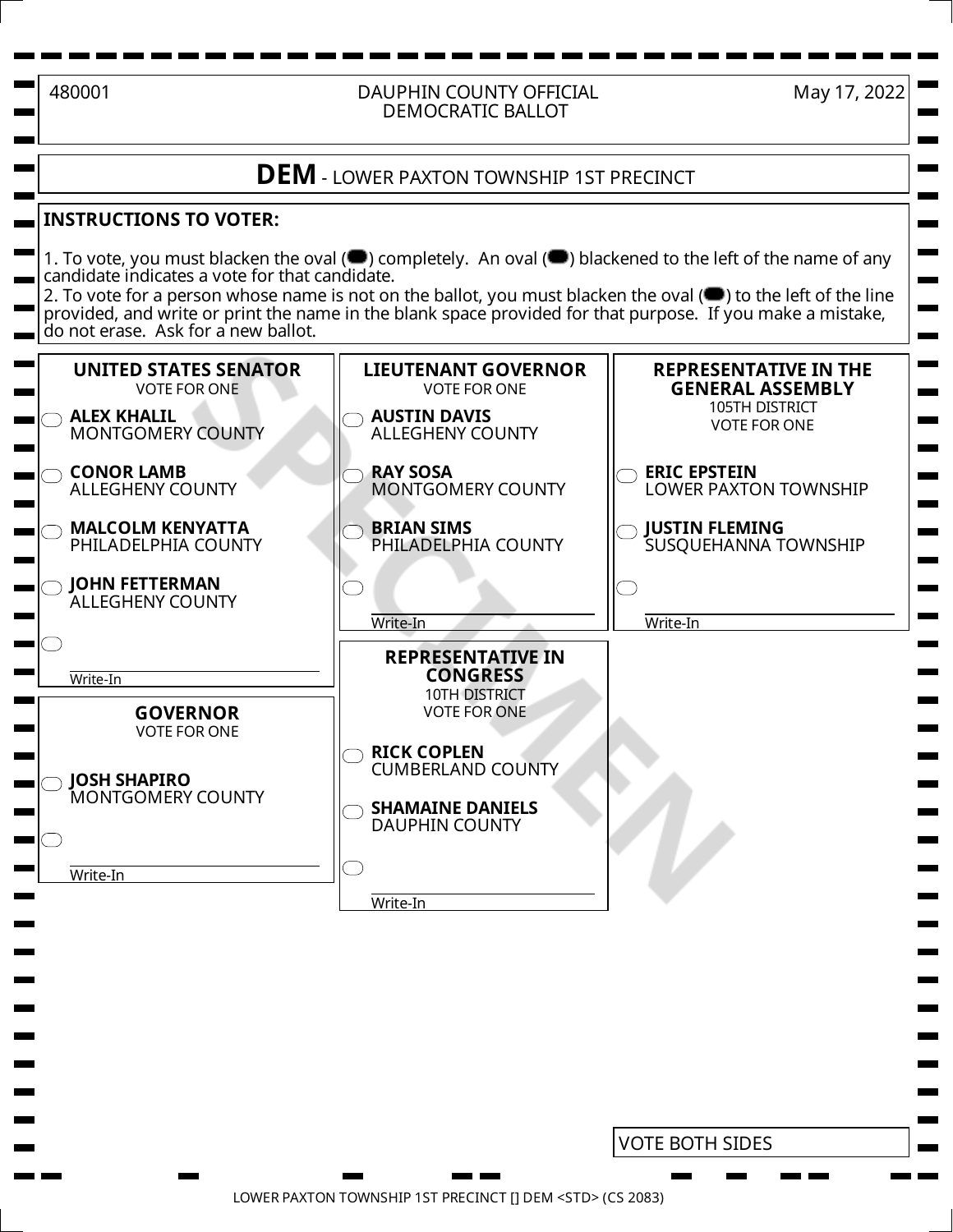480001 | DAUPHIN COUNTY OFFICIAL DEMOCRATIC BALLOT | May 17, 2022

# DEM - LOWER PAXTON TOWNSHIP 1ST PRECINCT

**INSTRUCTIONS TO VOTER:**

1. To vote, you must blacken the oval (⬬) completely. An oval (⬬) blackened to the left of the name of any candidate indicates a vote for that candidate.
2. To vote for a person whose name is not on the ballot, you must blacken the oval (⬬) to the left of the line provided, and write or print the name in the blank space provided for that purpose. If you make a mistake, do not erase. Ask for a new ballot.

## UNITED STATES SENATOR
VOTE FOR ONE

- ⬭ **ALEX KHALIL** MONTGOMERY COUNTY
- ⬭ **CONOR LAMB** ALLEGHENY COUNTY
- ⬭ **MALCOLM KENYATTA** PHILADELPHIA COUNTY
- ⬭ **JOHN FETTERMAN** ALLEGHENY COUNTY
- ⬭ ________________ Write-In

## GOVERNOR
VOTE FOR ONE

- ⬭ **JOSH SHAPIRO** MONTGOMERY COUNTY
- ⬭ ________________ Write-In

## LIEUTENANT GOVERNOR
VOTE FOR ONE

- ⬭ **AUSTIN DAVIS** ALLEGHENY COUNTY
- ⬭ **RAY SOSA** MONTGOMERY COUNTY
- ⬭ **BRIAN SIMS** PHILADELPHIA COUNTY
- ⬭ ________________ Write-In

## REPRESENTATIVE IN CONGRESS
10TH DISTRICT
VOTE FOR ONE

- ⬭ **RICK COPLEN** CUMBERLAND COUNTY
- ⬭ **SHAMAINE DANIELS** DAUPHIN COUNTY
- ⬭ ________________ Write-In

## REPRESENTATIVE IN THE GENERAL ASSEMBLY
105TH DISTRICT
VOTE FOR ONE

- ⬭ **ERIC EPSTEIN** LOWER PAXTON TOWNSHIP
- ⬭ **JUSTIN FLEMING** SUSQUEHANNA TOWNSHIP
- ⬭ ________________ Write-In

VOTE BOTH SIDES

LOWER PAXTON TOWNSHIP 1ST PRECINCT [] DEM <STD> (CS 2083)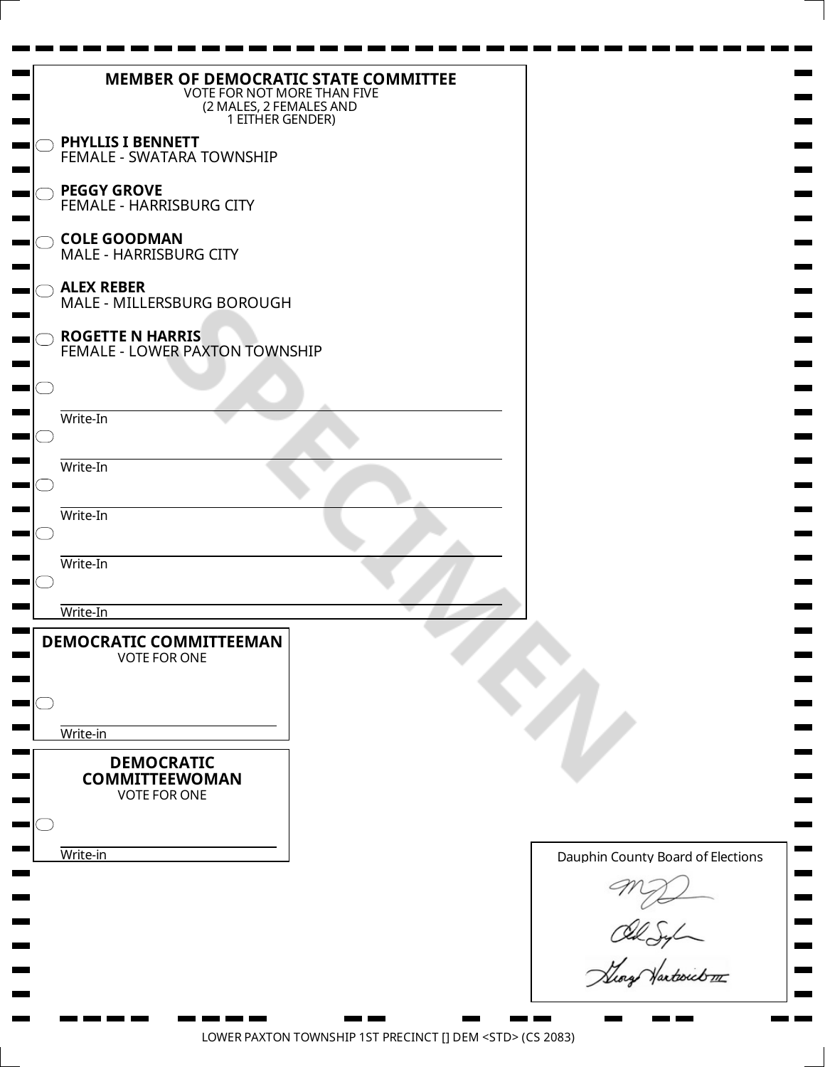## MEMBER OF DEMOCRATIC STATE COMMITTEE

VOTE FOR NOT MORE THAN FIVE
(2 MALES, 2 FEMALES AND
1 EITHER GENDER)

- **PHYLLIS I BENNETT**
  FEMALE - SWATARA TOWNSHIP
- **PEGGY GROVE**
  FEMALE - HARRISBURG CITY
- **COLE GOODMAN**
  MALE - HARRISBURG CITY
- **ALEX REBER**
  MALE - MILLERSBURG BOROUGH
- **ROGETTE N HARRIS**
  FEMALE - LOWER PAXTON TOWNSHIP
- Write-In
- Write-In
- Write-In
- Write-In
- Write-In

SPECIMEN

## DEMOCRATIC COMMITTEEMAN

VOTE FOR ONE

- Write-in

## DEMOCRATIC COMMITTEEWOMAN

VOTE FOR ONE

- Write-in

Dauphin County Board of Elections

LOWER PAXTON TOWNSHIP 1ST PRECINCT [] DEM <STD> (CS 2083)